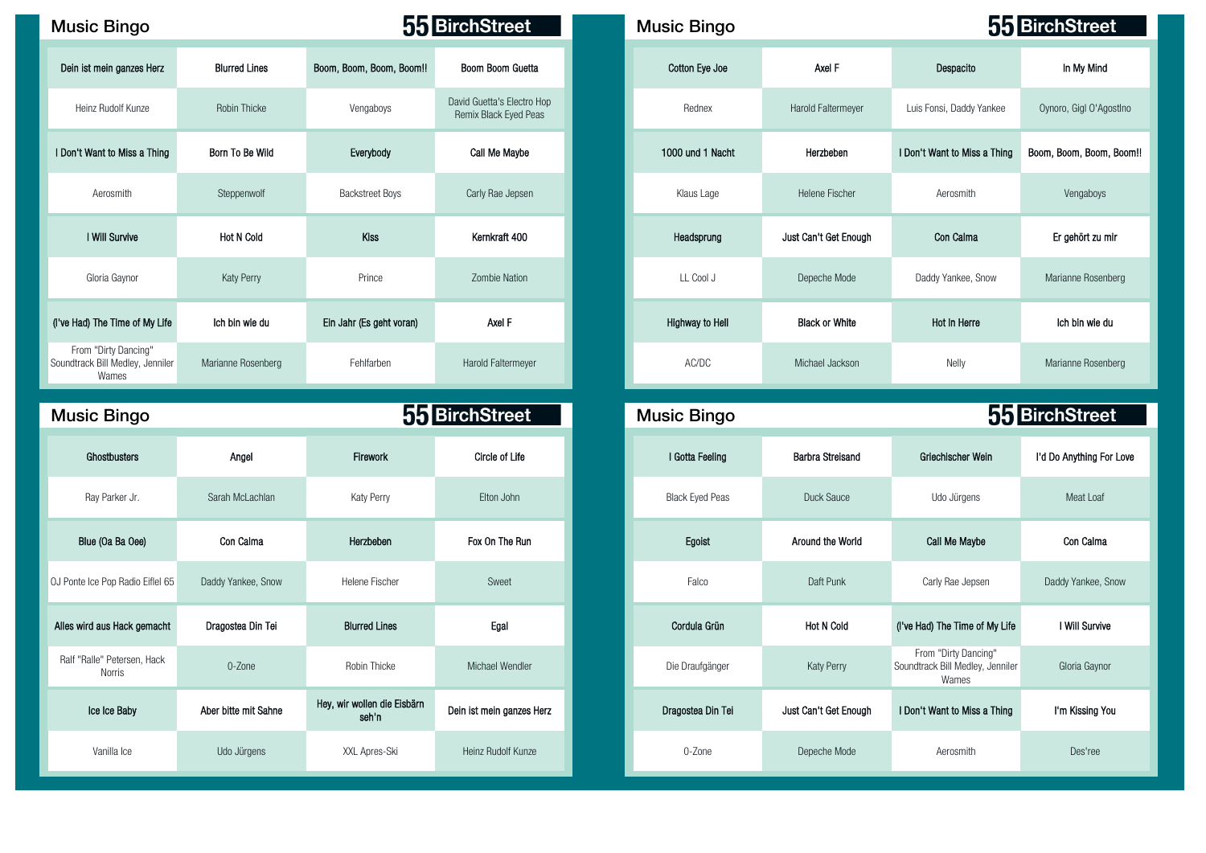## Music Bingo

55 BirchStreet

| | | | |
|---|---|---|---|
| Dein ist mein ganzes Herz | Blurred Lines | Boom, Boom, Boom, Boom!! | Boom Boom Guetta |
| Heinz Rudolf Kunze | Robin Thicke | Vengaboys | David Guetta's Electro Hop Remix Black Eyed Peas |
| I Don't Want to Miss a Thing | Born To Be Wild | Everybody | Call Me Maybe |
| Aerosmith | Steppenwolf | Backstreet Boys | Carly Rae Jepsen |
| I Will Survive | Hot N Cold | Kiss | Kernkraft 400 |
| Gloria Gaynor | Katy Perry | Prince | Zombie Nation |
| (I've Had) The Time of My Life | Ich bin wie du | Ein Jahr (Es geht voran) | Axel F |
| From "Dirty Dancing" Soundtrack Bill Medley, Jenniler Wames | Marianne Rosenberg | Fehlfarben | Harold Faltermeyer |

## Music Bingo

55 BirchStreet

| | | | |
|---|---|---|---|
| Cotton Eye Joe | Axel F | Despacito | In My Mind |
| Rednex | Harold Faltermeyer | Luis Fonsi, Daddy Yankee | Oynoro, Gigi O'Agostino |
| 1000 und 1 Nacht | Herzbeben | I Don't Want to Miss a Thing | Boom, Boom, Boom, Boom!! |
| Klaus Lage | Helene Fischer | Aerosmith | Vengaboys |
| Headsprung | Just Can't Get Enough | Con Calma | Er gehört zu mir |
| LL Cool J | Depeche Mode | Daddy Yankee, Snow | Marianne Rosenberg |
| Highway to Hell | Black or White | Hot In Herre | Ich bin wie du |
| AC/DC | Michael Jackson | Nelly | Marianne Rosenberg |

## Music Bingo

55 BirchStreet

| | | | |
|---|---|---|---|
| Ghostbusters | Angel | Firework | Circle of Life |
| Ray Parker Jr. | Sarah McLachlan | Katy Perry | Elton John |
| Blue (Oa Ba Oee) | Con Calma | Herzbeben | Fox On The Run |
| OJ Ponte Ice Pop Radio Eiflel 65 | Daddy Yankee, Snow | Helene Fischer | Sweet |
| Alles wird aus Hack gemacht | Dragostea Din Tei | Blurred Lines | Egal |
| Ralf "Ralle" Petersen, Hack Norris | O-Zone | Robin Thicke | Michael Wendler |
| Ice Ice Baby | Aber bitte mit Sahne | Hey, wir wollen die Eisbärn seh'n | Dein ist mein ganzes Herz |
| Vanilla Ice | Udo Jürgens | XXL Apres-Ski | Heinz Rudolf Kunze |

## Music Bingo

55 BirchStreet

| | | | |
|---|---|---|---|
| I Gotta Feeling | Barbra Streisand | Griechischer Wein | I'd Do Anything For Love |
| Black Eyed Peas | Duck Sauce | Udo Jürgens | Meat Loaf |
| Egoist | Around the World | Call Me Maybe | Con Calma |
| Falco | Daft Punk | Carly Rae Jepsen | Daddy Yankee, Snow |
| Cordula Grün | Hot N Cold | (I've Had) The Time of My Life | I Will Survive |
| Die Draufgänger | Katy Perry | From "Dirty Dancing" Soundtrack Bill Medley, Jenniler Wames | Gloria Gaynor |
| Dragostea Din Tei | Just Can't Get Enough | I Don't Want to Miss a Thing | I'm Kissing You |
| O-Zone | Depeche Mode | Aerosmith | Des'ree |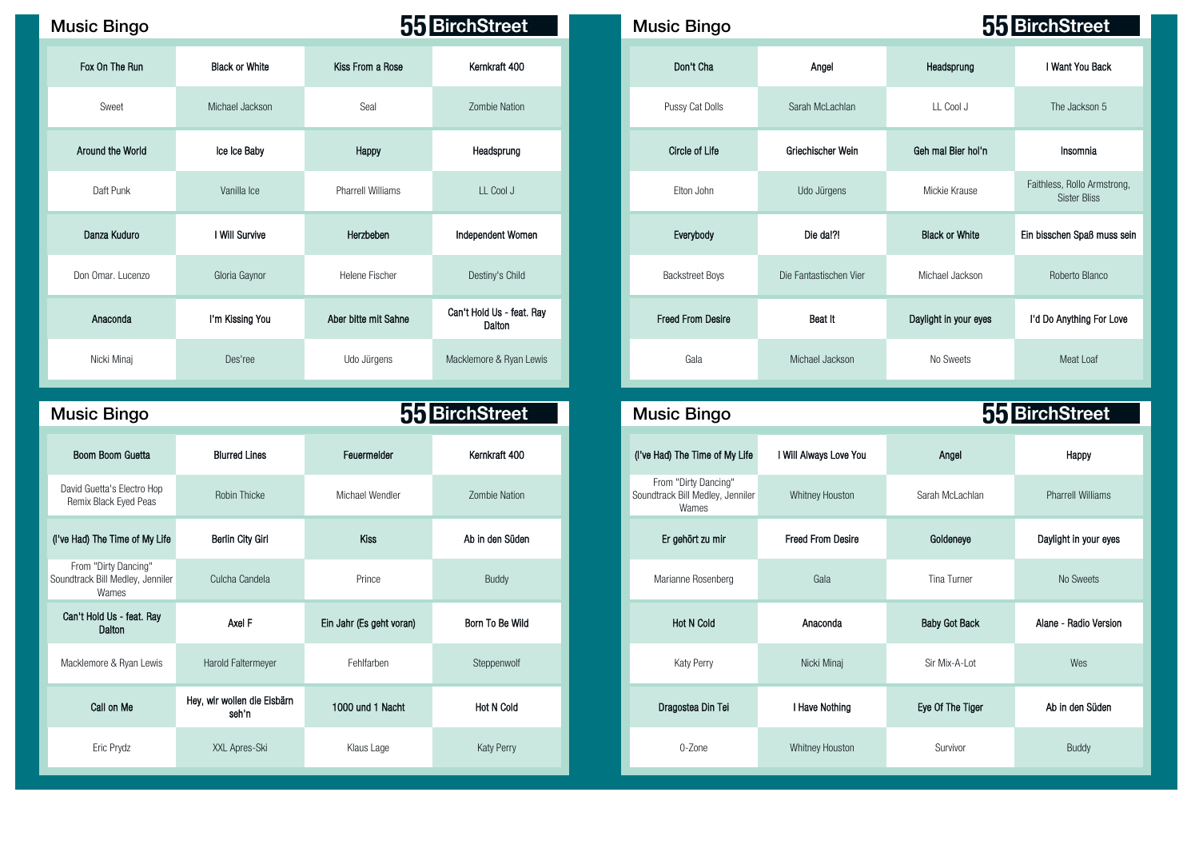## Music Bingo

55 BirchStreet

| | | | |
|---|---|---|---|
| Fox On The Run | Black or White | Kiss From a Rose | Kernkraft 400 |
| Sweet | Michael Jackson | Seal | Zombie Nation |
| Around the World | Ice Ice Baby | Happy | Headsprung |
| Daft Punk | Vanilla Ice | Pharrell Williams | LL Cool J |
| Danza Kuduro | I Will Survive | Herzbeben | Independent Women |
| Don Omar. Lucenzo | Gloria Gaynor | Helene Fischer | Destiny's Child |
| Anaconda | I'm Kissing You | Aber bitte mit Sahne | Can't Hold Us - feat. Ray Dalton |
| Nicki Minaj | Des'ree | Udo Jürgens | Macklemore & Ryan Lewis |

## Music Bingo

55 BirchStreet

| | | | |
|---|---|---|---|
| Don't Cha | Angel | Headsprung | I Want You Back |
| Pussy Cat Dolls | Sarah McLachlan | LL Cool J | The Jackson 5 |
| Circle of Life | Griechischer Wein | Geh mal Bier hol'n | Insomnia |
| Elton John | Udo Jürgens | Mickie Krause | Faithless, Rollo Armstrong, Sister Bliss |
| Everybody | Die da!?! | Black or White | Ein bisschen Spaß muss sein |
| Backstreet Boys | Die Fantastischen Vier | Michael Jackson | Roberto Blanco |
| Freed From Desire | Beat It | Daylight in your eyes | I'd Do Anything For Love |
| Gala | Michael Jackson | No Sweets | Meat Loaf |

## Music Bingo

55 BirchStreet

| | | | |
|---|---|---|---|
| Boom Boom Guetta | Blurred Lines | Feuermelder | Kernkraft 400 |
| David Guetta's Electro Hop Remix Black Eyed Peas | Robin Thicke | Michael Wendler | Zombie Nation |
| (I've Had) The Time of My Life | Berlin City Girl | Kiss | Ab in den Süden |
| From "Dirty Dancing" Soundtrack Bill Medley, Jenniler Wames | Culcha Candela | Prince | Buddy |
| Can't Hold Us - feat. Ray Dalton | Axel F | Ein Jahr (Es geht voran) | Born To Be Wild |
| Macklemore & Ryan Lewis | Harold Faltermeyer | Fehlfarben | Steppenwolf |
| Call on Me | Hey, wir wollen die Eisbärn seh'n | 1000 und 1 Nacht | Hot N Cold |
| Eric Prydz | XXL Apres-Ski | Klaus Lage | Katy Perry |

## Music Bingo

55 BirchStreet

| | | | |
|---|---|---|---|
| (I've Had) The Time of My Life | I Will Always Love You | Angel | Happy |
| From "Dirty Dancing" Soundtrack Bill Medley, Jenniler Wames | Whitney Houston | Sarah McLachlan | Pharrell Williams |
| Er gehört zu mir | Freed From Desire | Goldeneye | Daylight in your eyes |
| Marianne Rosenberg | Gala | Tina Turner | No Sweets |
| Hot N Cold | Anaconda | Baby Got Back | Alane - Radio Version |
| Katy Perry | Nicki Minaj | Sir Mix-A-Lot | Wes |
| Dragostea Din Tei | I Have Nothing | Eye Of The Tiger | Ab in den Süden |
| O-Zone | Whitney Houston | Survivor | Buddy |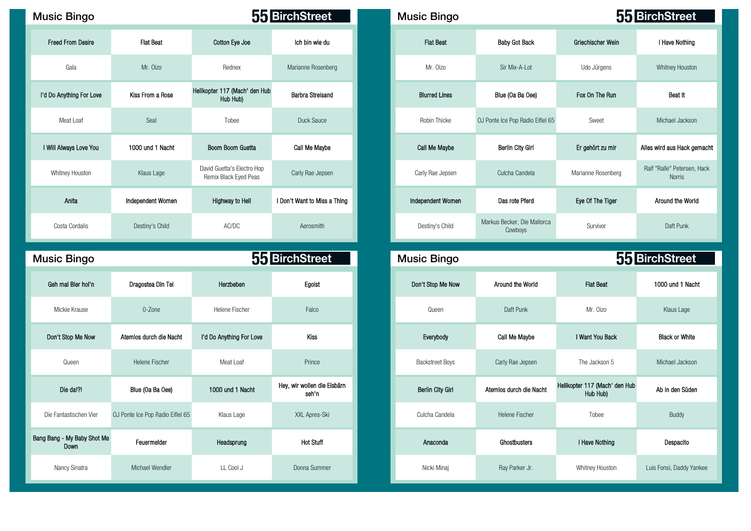## Music Bingo

55 BirchStreet

| | | | |
|---|---|---|---|
| Freed From Desire | Flat Beat | Cotton Eye Joe | Ich bin wie du |
| Gala | Mr. Oizo | Rednex | Marianne Rosenberg |
| I'd Do Anything For Love | Kiss From a Rose | Helikopter 117 (Mach' den Hub Hub Hub) | Barbra Streisand |
| Meat Loaf | Seal | Tobee | Duck Sauce |
| I Will Always Love You | 1000 und 1 Nacht | Boom Boom Guetta | Call Me Maybe |
| Whitney Houston | Klaus Lage | David Guetta's Electro Hop Remix Black Eyed Peas | Carly Rae Jepsen |
| Anita | Independent Women | Highway to Hell | I Don't Want to Miss a Thing |
| Costa Cordalis | Destiny's Child | AC/DC | Aerosmith |

## Music Bingo

55 BirchStreet

| | | | |
|---|---|---|---|
| Flat Beat | Baby Got Back | Griechischer Wein | I Have Nothing |
| Mr. Oizo | Sir Mix-A-Lot | Udo Jürgens | Whitney Houston |
| Blurred Lines | Blue (Oa Ba Oee) | Fox On The Run | Beat It |
| Robin Thicke | OJ Ponte Ice Pop Radio Eiflel 65 | Sweet | Michael Jackson |
| Call Me Maybe | Berlin City Girl | Er gehört zu mir | Alles wird aus Hack gemacht |
| Carly Rae Jepsen | Culcha Candela | Marianne Rosenberg | Ralf "Ralle" Petersen, Hack Norris |
| Independent Women | Das rote Pferd | Eye Of The Tiger | Around the World |
| Destiny's Child | Markus Becker, Die Mallorca Cowboys | Survivor | Daft Punk |

## Music Bingo

55 BirchStreet

| | | | |
|---|---|---|---|
| Geh mal Bier hol'n | Dragostea Din Tei | Herzbeben | Egoist |
| Mickie Krause | O-Zone | Helene Fischer | Falco |
| Don't Stop Me Now | Atemlos durch die Nacht | I'd Do Anything For Love | Kiss |
| Queen | Helene Fischer | Meat Loaf | Prince |
| Die da!?! | Blue (Oa Ba Oee) | 1000 und 1 Nacht | Hey, wir wollen die Eisbärn seh'n |
| Die Fantastischen Vier | OJ Ponte Ice Pop Radio Eiflel 65 | Klaus Lage | XXL Apres-Ski |
| Bang Bang - My Baby Shot Me Down | Feuermelder | Headsprung | Hot Stuff |
| Nancy Sinatra | Michael Wendler | LL Cool J | Donna Summer |

## Music Bingo

55 BirchStreet

| | | | |
|---|---|---|---|
| Don't Stop Me Now | Around the World | Flat Beat | 1000 und 1 Nacht |
| Queen | Daft Punk | Mr. Oizo | Klaus Lage |
| Everybody | Call Me Maybe | I Want You Back | Black or White |
| Backstreet Boys | Carly Rae Jepsen | The Jackson 5 | Michael Jackson |
| Berlin City Girl | Atemlos durch die Nacht | Helikopter 117 (Mach' den Hub Hub Hub) | Ab in den Süden |
| Culcha Candela | Helene Fischer | Tobee | Buddy |
| Anaconda | Ghostbusters | I Have Nothing | Despacito |
| Nicki Minaj | Ray Parker Jr. | Whitney Houston | Luis Fonsi, Daddy Yankee |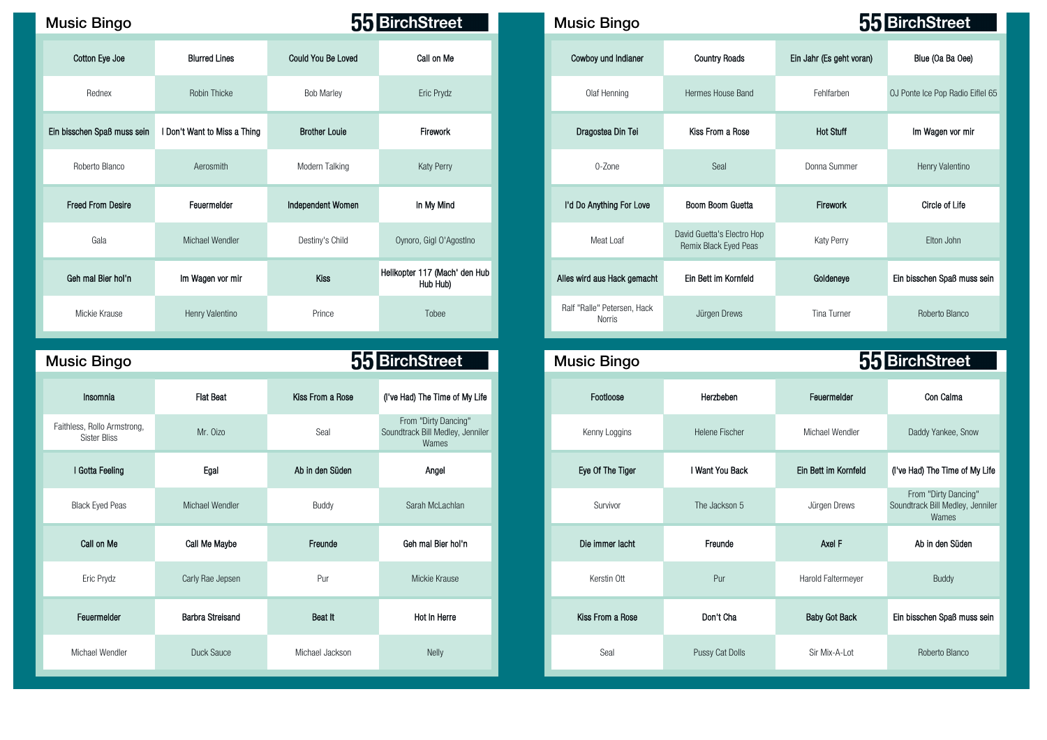## Music Bingo

**55 BirchStreet**

| | | | |
|---|---|---|---|
| Cotton Eye Joe | Blurred Lines | Could You Be Loved | Call on Me |
| Rednex | Robin Thicke | Bob Marley | Eric Prydz |
| Ein bisschen Spaß muss sein | I Don't Want to Miss a Thing | Brother Louie | Firework |
| Roberto Blanco | Aerosmith | Modern Talking | Katy Perry |
| Freed From Desire | Feuermelder | Independent Women | In My Mind |
| Gala | Michael Wendler | Destiny's Child | Oynoro, Gigi O'Agostino |
| Geh mal Bier hol'n | Im Wagen vor mir | Kiss | Helikopter 117 (Mach' den Hub Hub Hub) |
| Mickie Krause | Henry Valentino | Prince | Tobee |

## Music Bingo

**55 BirchStreet**

| | | | |
|---|---|---|---|
| Cowboy und Indianer | Country Roads | Ein Jahr (Es geht voran) | Blue (Oa Ba Oee) |
| Olaf Henning | Hermes House Band | Fehlfarben | OJ Ponte Ice Pop Radio Eiflel 65 |
| Dragostea Din Tei | Kiss From a Rose | Hot Stuff | Im Wagen vor mir |
| O-Zone | Seal | Donna Summer | Henry Valentino |
| I'd Do Anything For Love | Boom Boom Guetta | Firework | Circle of Life |
| Meat Loaf | David Guetta's Electro Hop Remix Black Eyed Peas | Katy Perry | Elton John |
| Alles wird aus Hack gemacht | Ein Bett im Kornfeld | Goldeneye | Ein bisschen Spaß muss sein |
| Ralf "Ralle" Petersen, Hack Norris | Jürgen Drews | Tina Turner | Roberto Blanco |

## Music Bingo

**55 BirchStreet**

| | | | |
|---|---|---|---|
| Insomnia | Flat Beat | Kiss From a Rose | (I've Had) The Time of My Life |
| Faithless, Rollo Armstrong, Sister Bliss | Mr. Oizo | Seal | From "Dirty Dancing" Soundtrack Bill Medley, Jenniler Warnes |
| I Gotta Feeling | Egal | Ab in den Süden | Angel |
| Black Eyed Peas | Michael Wendler | Buddy | Sarah McLachlan |
| Call on Me | Call Me Maybe | Freunde | Geh mal Bier hol'n |
| Eric Prydz | Carly Rae Jepsen | Pur | Mickie Krause |
| Feuermelder | Barbra Streisand | Beat It | Hot In Herre |
| Michael Wendler | Duck Sauce | Michael Jackson | Nelly |

## Music Bingo

**55 BirchStreet**

| | | | |
|---|---|---|---|
| Footloose | Herzbeben | Feuermelder | Con Calma |
| Kenny Loggins | Helene Fischer | Michael Wendler | Daddy Yankee, Snow |
| Eye Of The Tiger | I Want You Back | Ein Bett im Kornfeld | (I've Had) The Time of My Life |
| Survivor | The Jackson 5 | Jürgen Drews | From "Dirty Dancing" Soundtrack Bill Medley, Jenniler Warnes |
| Die immer lacht | Freunde | Axel F | Ab in den Süden |
| Kerstin Ott | Pur | Harold Faltermeyer | Buddy |
| Kiss From a Rose | Don't Cha | Baby Got Back | Ein bisschen Spaß muss sein |
| Seal | Pussy Cat Dolls | Sir Mix-A-Lot | Roberto Blanco |